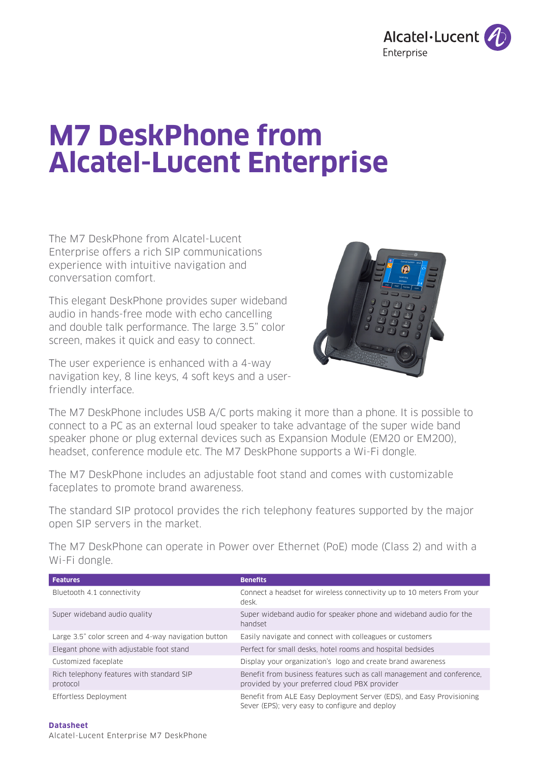# M7 DeskPhone from Alcatel-Lucent Enterprise

The M7 DeskPhone from Alcatel-Lucent Enterprise offers a rich SIP communications experience with intuitive navigation and conversation comfort.

This elegant DeskPhone provides super wideband audio in hands-free mode with echo cancelling and double talk performance. The large 3.5" color screen, makes it quick and easy to connect.

The user experience is enhanced with a 4-way navigation key, 8 line keys, 4 soft keys and a user-friendly interface.

The M7 DeskPhone includes USB A/C ports making it more than a phone. It is possible to connect to a PC as an external loud speaker to take advantage of the super wide band speaker phone or plug external devices such as Expansion Module (EM20 or EM200), headset, conference module etc. The M7 DeskPhone supports a Wi-Fi dongle.

The M7 DeskPhone includes an adjustable foot stand and comes with customizable faceplates to promote brand awareness.

The standard SIP protocol provides the rich telephony features supported by the major open SIP servers in the market.

The M7 DeskPhone can operate in Power over Ethernet (PoE) mode (Class 2) and with a Wi-Fi dongle.

| Features | Benefits |
|---|---|
| Bluetooth 4.1 connectivity | Connect a headset for wireless connectivity up to 10 meters From your desk. |
| Super wideband audio quality | Super wideband audio for speaker phone and wideband audio for the handset |
| Large 3.5" color screen and 4-way navigation button | Easily navigate and connect with colleagues or customers |
| Elegant phone with adjustable foot stand | Perfect for small desks, hotel rooms and hospital bedsides |
| Customized faceplate | Display your organization's logo and create brand awareness |
| Rich telephony features with standard SIP protocol | Benefit from business features such as call management and conference, provided by your preferred cloud PBX provider |
| Effortless Deployment | Benefit from ALE Easy Deployment Server (EDS), and Easy Provisioning Sever (EPS); very easy to configure and deploy |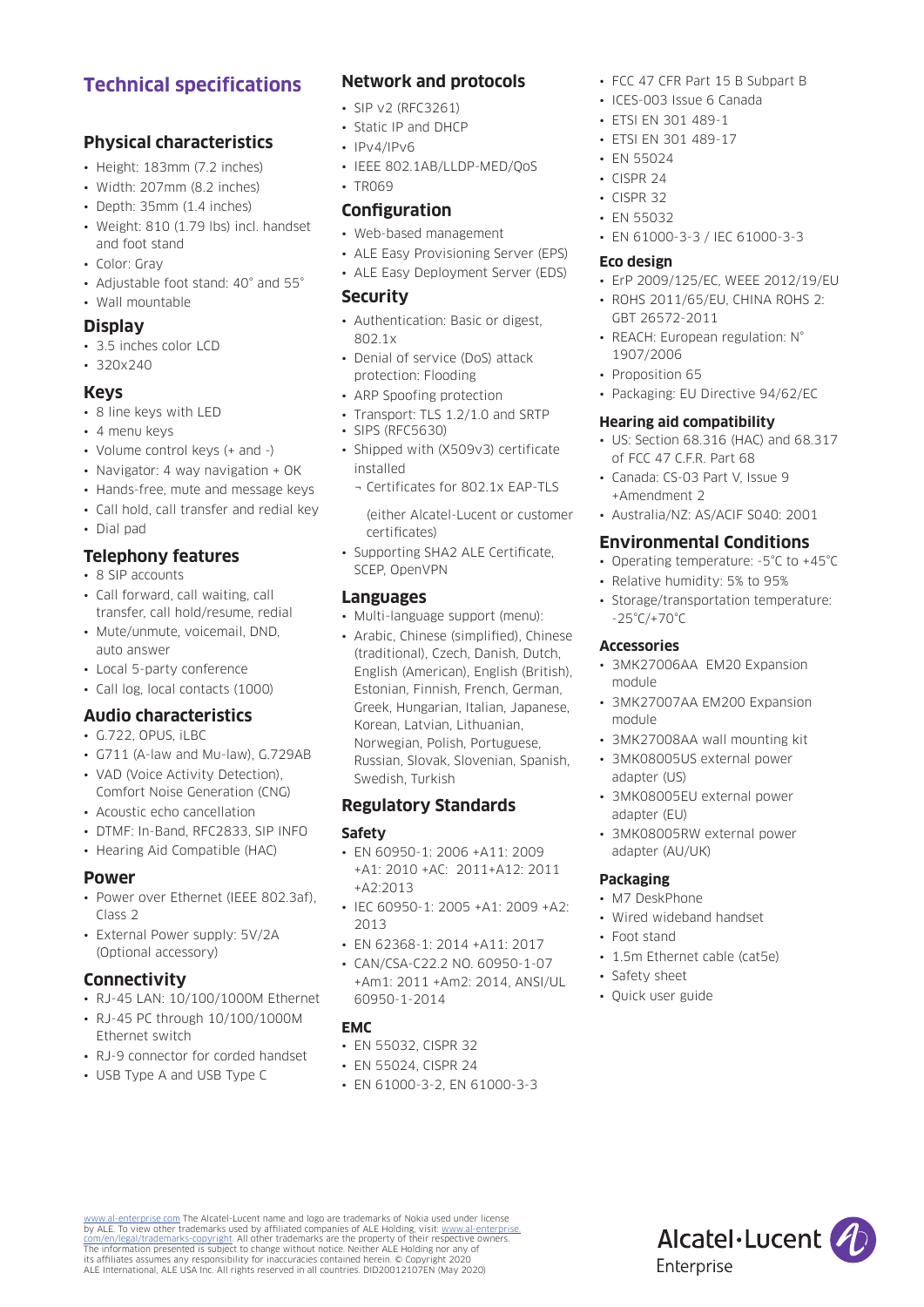# Technical specifications

## Physical characteristics

- Height: 183mm (7.2 inches)
- Width: 207mm (8.2 inches)
- Depth: 35mm (1.4 inches)
- Weight: 810 (1.79 lbs) incl. handset and foot stand
- Color: Gray
- Adjustable foot stand: 40° and 55°
- Wall mountable

## Display

- 3.5 inches color LCD
- 320x240

## Keys

- 8 line keys with LED
- 4 menu keys
- Volume control keys (+ and -)
- Navigator: 4 way navigation + OK
- Hands-free, mute and message keys
- Call hold, call transfer and redial key
- Dial pad

## Telephony features

- 8 SIP accounts
- Call forward, call waiting, call transfer, call hold/resume, redial
- Mute/unmute, voicemail, DND, auto answer
- Local 5-party conference
- Call log, local contacts (1000)

## Audio characteristics

- G.722, OPUS, iLBC
- G711 (A-law and Mu-law), G.729AB
- VAD (Voice Activity Detection), Comfort Noise Generation (CNG)
- Acoustic echo cancellation
- DTMF: In-Band, RFC2833, SIP INFO
- Hearing Aid Compatible (HAC)

## Power

- Power over Ethernet (IEEE 802.3af), Class 2
- External Power supply: 5V/2A (Optional accessory)

## Connectivity

- RJ-45 LAN: 10/100/1000M Ethernet
- RJ-45 PC through 10/100/1000M Ethernet switch
- RJ-9 connector for corded handset
- USB Type A and USB Type C

## Network and protocols

- SIP v2 (RFC3261)
- Static IP and DHCP
- IPv4/IPv6
- IEEE 802.1AB/LLDP-MED/QoS
- TR069

## Configuration

- Web-based management
- ALE Easy Provisioning Server (EPS)
- ALE Easy Deployment Server (EDS)

## Security

- Authentication: Basic or digest, 802.1x
- Denial of service (DoS) attack protection: Flooding
- ARP Spoofing protection
- Transport: TLS 1.2/1.0 and SRTP
- SIPS (RFC5630)
- Shipped with (X509v3) certificate installed
  - ¬ Certificates for 802.1x EAP-TLS

    (either Alcatel-Lucent or customer certificates)
- Supporting SHA2 ALE Certificate, SCEP, OpenVPN

## Languages

- Multi-language support (menu):
- Arabic, Chinese (simplified), Chinese (traditional), Czech, Danish, Dutch, English (American), English (British), Estonian, Finnish, French, German, Greek, Hungarian, Italian, Japanese, Korean, Latvian, Lithuanian, Norwegian, Polish, Portuguese, Russian, Slovak, Slovenian, Spanish, Swedish, Turkish

## Regulatory Standards

### Safety

- EN 60950-1: 2006 +A11: 2009 +A1: 2010 +AC: 2011+A12: 2011 +A2:2013
- IEC 60950-1: 2005 +A1: 2009 +A2: 2013
- EN 62368-1: 2014 +A11: 2017
- CAN/CSA-C22.2 NO. 60950-1-07 +Am1: 2011 +Am2: 2014, ANSI/UL 60950-1-2014

### EMC

- EN 55032, CISPR 32
- EN 55024, CISPR 24
- EN 61000-3-2, EN 61000-3-3
- FCC 47 CFR Part 15 B Subpart B
- ICES-003 Issue 6 Canada
- ETSI EN 301 489-1
- ETSI EN 301 489-17
- EN 55024
- CISPR 24
- CISPR 32
- EN 55032
- EN 61000-3-3 / IEC 61000-3-3

### Eco design

- ErP 2009/125/EC, WEEE 2012/19/EU
- ROHS 2011/65/EU, CHINA ROHS 2: GBT 26572-2011
- REACH: European regulation: N° 1907/2006
- Proposition 65
- Packaging: EU Directive 94/62/EC

### Hearing aid compatibility

- US: Section 68.316 (HAC) and 68.317 of FCC 47 C.F.R. Part 68
- Canada: CS-03 Part V, Issue 9 +Amendment 2
- Australia/NZ: AS/ACIF S040: 2001

## Environmental Conditions

- Operating temperature: -5°C to +45°C
- Relative humidity: 5% to 95%
- Storage/transportation temperature: -25°C/+70°C

### Accessories

- 3MK27006AA EM20 Expansion module
- 3MK27007AA EM200 Expansion module
- 3MK27008AA wall mounting kit
- 3MK08005US external power adapter (US)
- 3MK08005EU external power adapter (EU)
- 3MK08005RW external power adapter (AU/UK)

### Packaging

- M7 DeskPhone
- Wired wideband handset
- Foot stand
- 1.5m Ethernet cable (cat5e)
- Safety sheet
- Quick user guide

www.al-enterprise.com The Alcatel-Lucent name and logo are trademarks of Nokia used under license by ALE. To view other trademarks used by affiliated companies of ALE Holding, visit: www.al-enterprise.com/en/legal/trademarks-copyright. All other trademarks are the property of their respective owners. The information presented is subject to change without notice. Neither ALE Holding nor any of its affiliates assumes any responsibility for inaccuracies contained herein. © Copyright 2020 ALE International, ALE USA Inc. All rights reserved in all countries. DID20012107EN (May 2020)

Alcatel·Lucent Enterprise